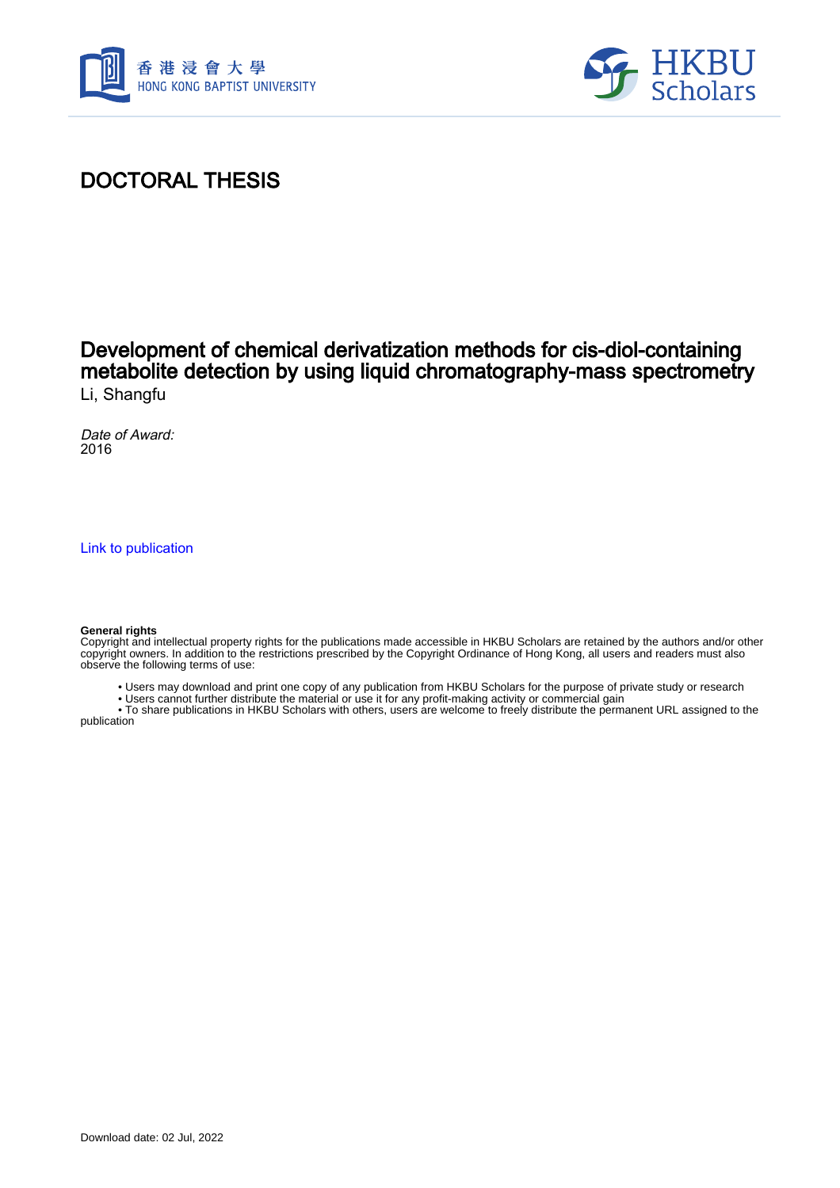# DOCTORAL THESIS

## Development of chemical derivatization methods for cis-diol-containing metabolite detection by using liquid chromatography-mass spectrometry

Li, Shangfu

*Date of Award:*
2016

Link to publication

**General rights**
Copyright and intellectual property rights for the publications made accessible in HKBU Scholars are retained by the authors and/or other copyright owners. In addition to the restrictions prescribed by the Copyright Ordinance of Hong Kong, all users and readers must also observe the following terms of use:

- Users may download and print one copy of any publication from HKBU Scholars for the purpose of private study or research
- Users cannot further distribute the material or use it for any profit-making activity or commercial gain
- To share publications in HKBU Scholars with others, users are welcome to freely distribute the permanent URL assigned to the publication

Download date: 02 Jul, 2022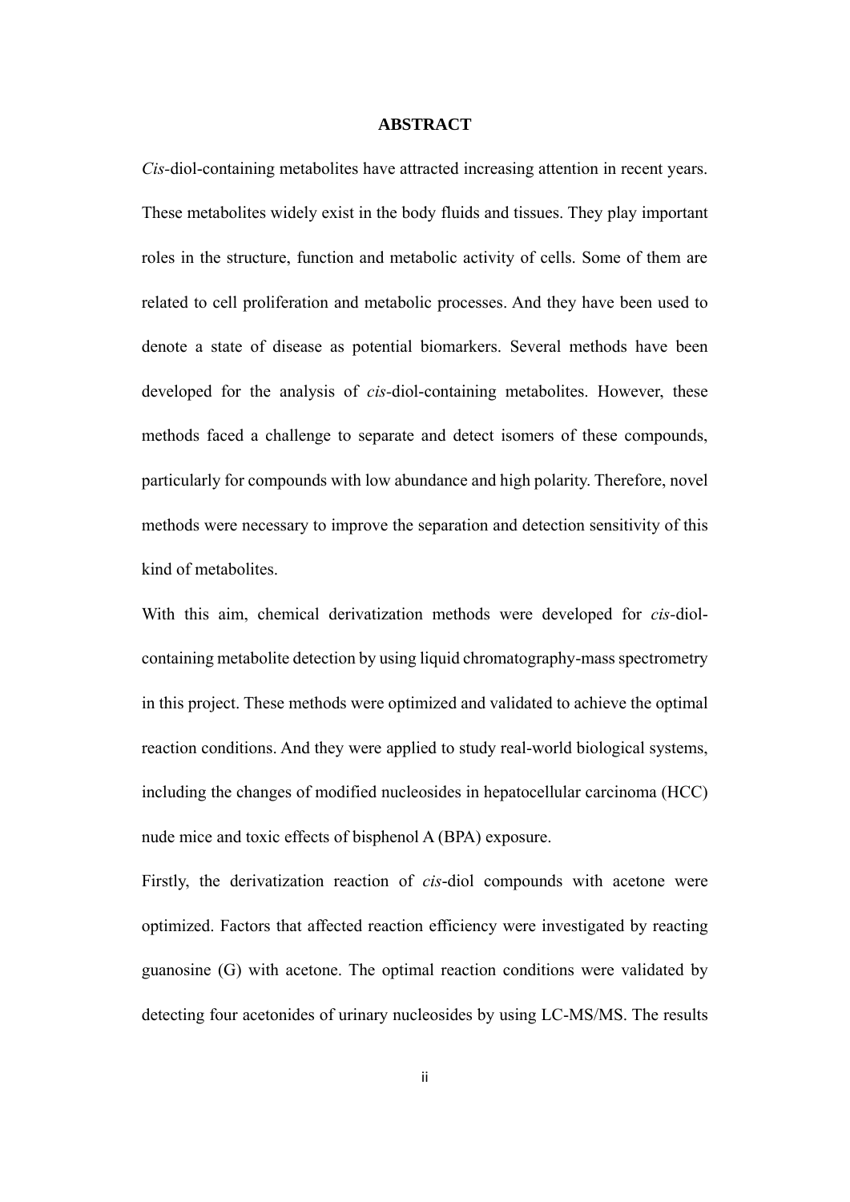**ABSTRACT**

*Cis*-diol-containing metabolites have attracted increasing attention in recent years. These metabolites widely exist in the body fluids and tissues. They play important roles in the structure, function and metabolic activity of cells. Some of them are related to cell proliferation and metabolic processes. And they have been used to denote a state of disease as potential biomarkers. Several methods have been developed for the analysis of *cis*-diol-containing metabolites. However, these methods faced a challenge to separate and detect isomers of these compounds, particularly for compounds with low abundance and high polarity. Therefore, novel methods were necessary to improve the separation and detection sensitivity of this kind of metabolites.

With this aim, chemical derivatization methods were developed for *cis*-diol-containing metabolite detection by using liquid chromatography-mass spectrometry in this project. These methods were optimized and validated to achieve the optimal reaction conditions. And they were applied to study real-world biological systems, including the changes of modified nucleosides in hepatocellular carcinoma (HCC) nude mice and toxic effects of bisphenol A (BPA) exposure.

Firstly, the derivatization reaction of *cis*-diol compounds with acetone were optimized. Factors that affected reaction efficiency were investigated by reacting guanosine (G) with acetone. The optimal reaction conditions were validated by detecting four acetonides of urinary nucleosides by using LC-MS/MS. The results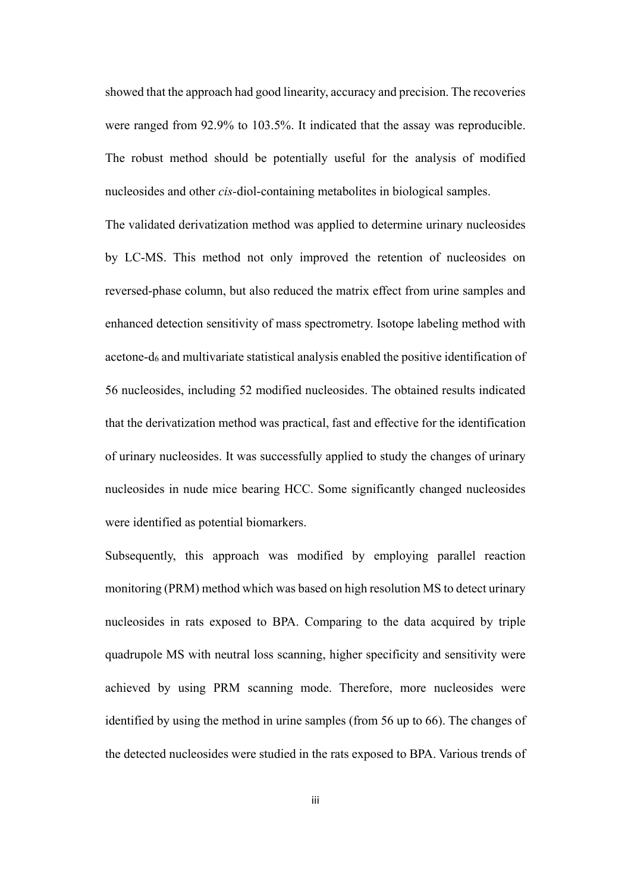showed that the approach had good linearity, accuracy and precision. The recoveries were ranged from 92.9% to 103.5%. It indicated that the assay was reproducible. The robust method should be potentially useful for the analysis of modified nucleosides and other *cis*-diol-containing metabolites in biological samples.

The validated derivatization method was applied to determine urinary nucleosides by LC-MS. This method not only improved the retention of nucleosides on reversed-phase column, but also reduced the matrix effect from urine samples and enhanced detection sensitivity of mass spectrometry. Isotope labeling method with acetone-$d_6$ and multivariate statistical analysis enabled the positive identification of 56 nucleosides, including 52 modified nucleosides. The obtained results indicated that the derivatization method was practical, fast and effective for the identification of urinary nucleosides. It was successfully applied to study the changes of urinary nucleosides in nude mice bearing HCC. Some significantly changed nucleosides were identified as potential biomarkers.

Subsequently, this approach was modified by employing parallel reaction monitoring (PRM) method which was based on high resolution MS to detect urinary nucleosides in rats exposed to BPA. Comparing to the data acquired by triple quadrupole MS with neutral loss scanning, higher specificity and sensitivity were achieved by using PRM scanning mode. Therefore, more nucleosides were identified by using the method in urine samples (from 56 up to 66). The changes of the detected nucleosides were studied in the rats exposed to BPA. Various trends of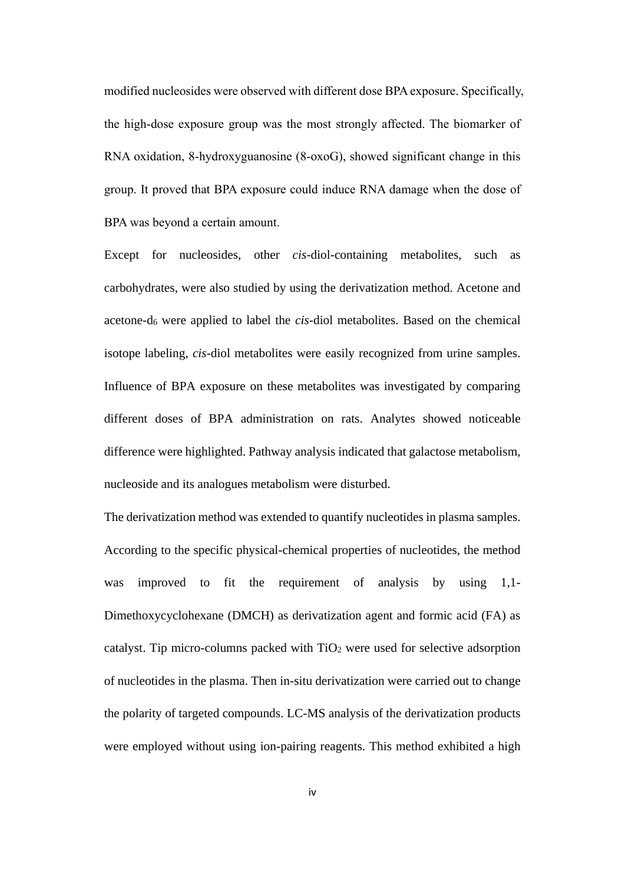modified nucleosides were observed with different dose BPA exposure. Specifically, the high-dose exposure group was the most strongly affected. The biomarker of RNA oxidation, 8-hydroxyguanosine (8-oxoG), showed significant change in this group. It proved that BPA exposure could induce RNA damage when the dose of BPA was beyond a certain amount.

Except for nucleosides, other *cis*-diol-containing metabolites, such as carbohydrates, were also studied by using the derivatization method. Acetone and acetone-$d_6$ were applied to label the *cis*-diol metabolites. Based on the chemical isotope labeling, *cis*-diol metabolites were easily recognized from urine samples. Influence of BPA exposure on these metabolites was investigated by comparing different doses of BPA administration on rats. Analytes showed noticeable difference were highlighted. Pathway analysis indicated that galactose metabolism, nucleoside and its analogues metabolism were disturbed.

The derivatization method was extended to quantify nucleotides in plasma samples. According to the specific physical-chemical properties of nucleotides, the method was improved to fit the requirement of analysis by using 1,1-Dimethoxycyclohexane (DMCH) as derivatization agent and formic acid (FA) as catalyst. Tip micro-columns packed with $TiO_2$ were used for selective adsorption of nucleotides in the plasma. Then in-situ derivatization were carried out to change the polarity of targeted compounds. LC-MS analysis of the derivatization products were employed without using ion-pairing reagents. This method exhibited a high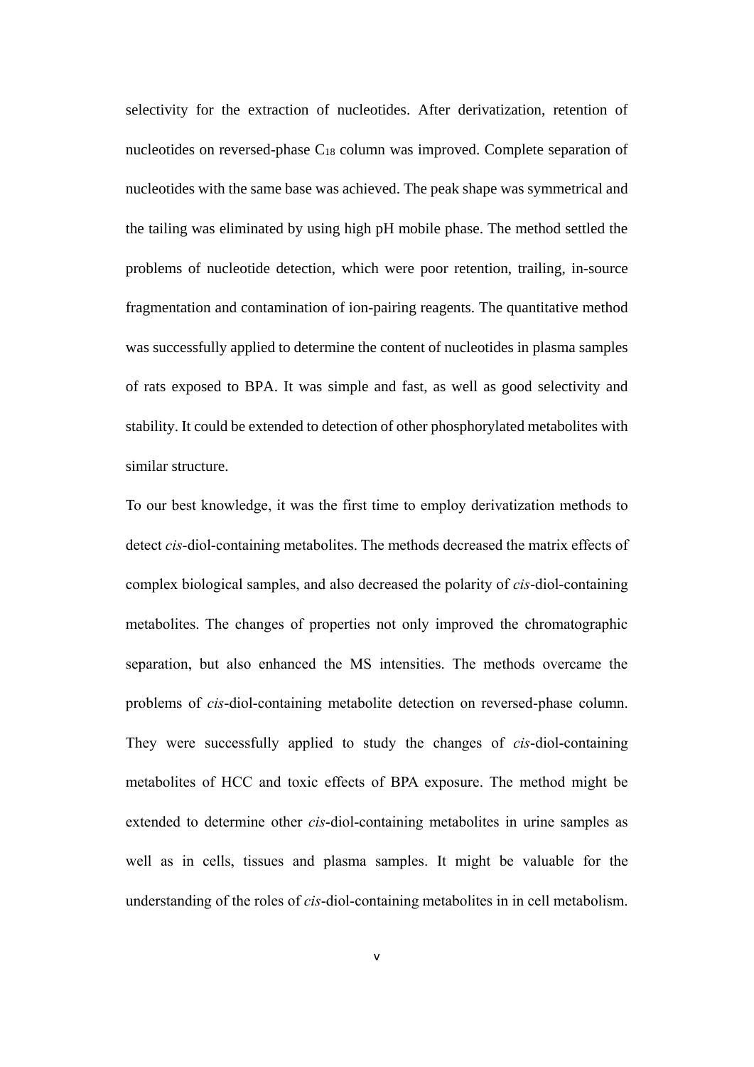selectivity for the extraction of nucleotides. After derivatization, retention of nucleotides on reversed-phase $C_{18}$ column was improved. Complete separation of nucleotides with the same base was achieved. The peak shape was symmetrical and the tailing was eliminated by using high pH mobile phase. The method settled the problems of nucleotide detection, which were poor retention, trailing, in-source fragmentation and contamination of ion-pairing reagents. The quantitative method was successfully applied to determine the content of nucleotides in plasma samples of rats exposed to BPA. It was simple and fast, as well as good selectivity and stability. It could be extended to detection of other phosphorylated metabolites with similar structure.

To our best knowledge, it was the first time to employ derivatization methods to detect *cis*-diol-containing metabolites. The methods decreased the matrix effects of complex biological samples, and also decreased the polarity of *cis*-diol-containing metabolites. The changes of properties not only improved the chromatographic separation, but also enhanced the MS intensities. The methods overcame the problems of *cis*-diol-containing metabolite detection on reversed-phase column. They were successfully applied to study the changes of *cis*-diol-containing metabolites of HCC and toxic effects of BPA exposure. The method might be extended to determine other *cis*-diol-containing metabolites in urine samples as well as in cells, tissues and plasma samples. It might be valuable for the understanding of the roles of *cis*-diol-containing metabolites in in cell metabolism.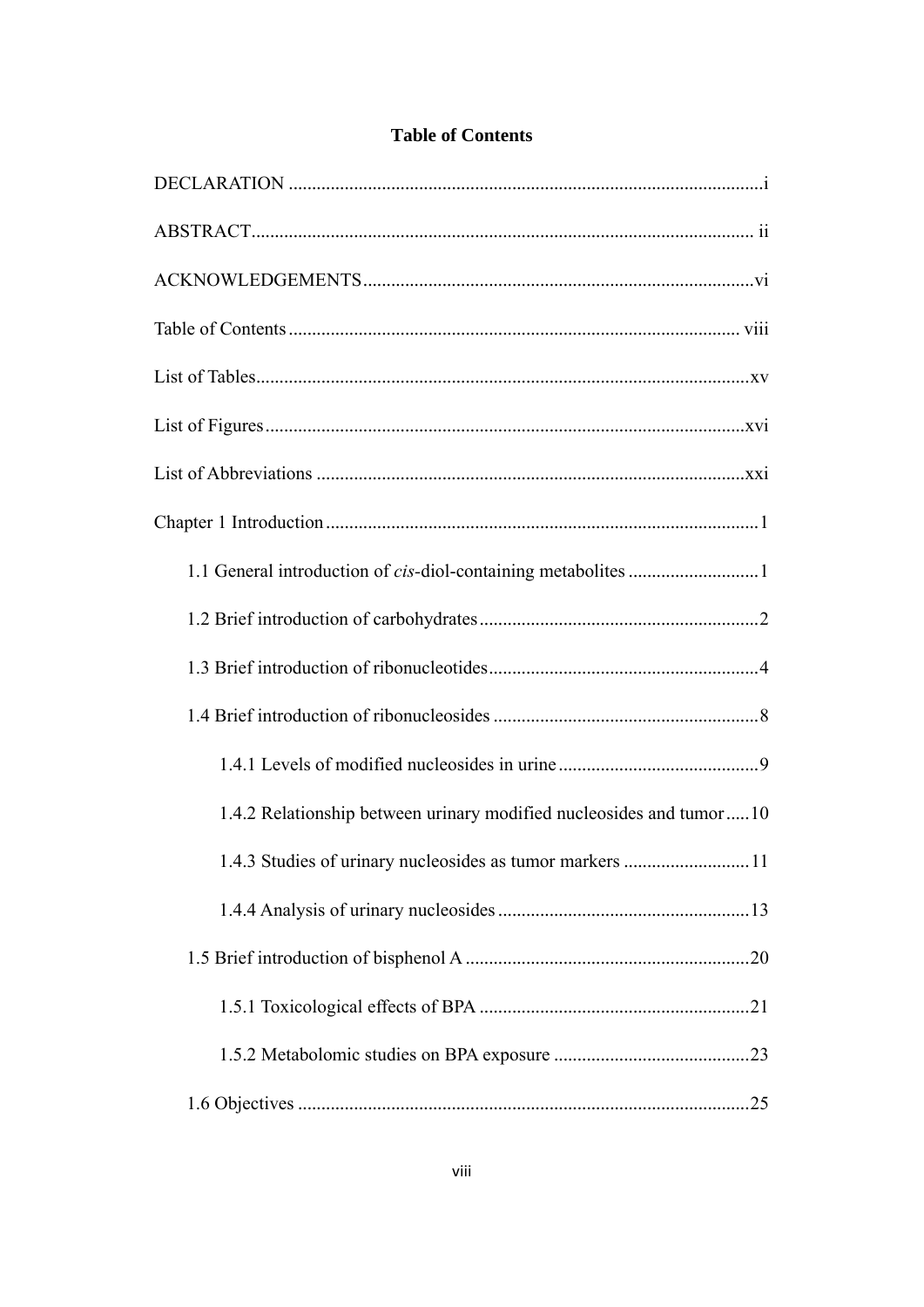# Table of Contents

DECLARATION ....................................................................................................i

ABSTRACT.......................................................................................................... ii

ACKNOWLEDGEMENTS...................................................................................vi

Table of Contents ............................................................................................... viii

List of Tables.........................................................................................................xv

List of Figures......................................................................................................xvi

List of Abbreviations ..........................................................................................xxi

Chapter 1 Introduction ...........................................................................................1

1.1 General introduction of *cis*-diol-containing metabolites ...........................1

1.2 Brief introduction of carbohydrates...........................................................2

1.3 Brief introduction of ribonucleotides.........................................................4

1.4 Brief introduction of ribonucleosides ........................................................8

1.4.1 Levels of modified nucleosides in urine ..........................................9

1.4.2 Relationship between urinary modified nucleosides and tumor.....10

1.4.3 Studies of urinary nucleosides as tumor markers ...........................11

1.4.4 Analysis of urinary nucleosides .....................................................13

1.5 Brief introduction of bisphenol A ............................................................20

1.5.1 Toxicological effects of BPA .........................................................21

1.5.2 Metabolomic studies on BPA exposure .........................................23

1.6 Objectives ................................................................................................25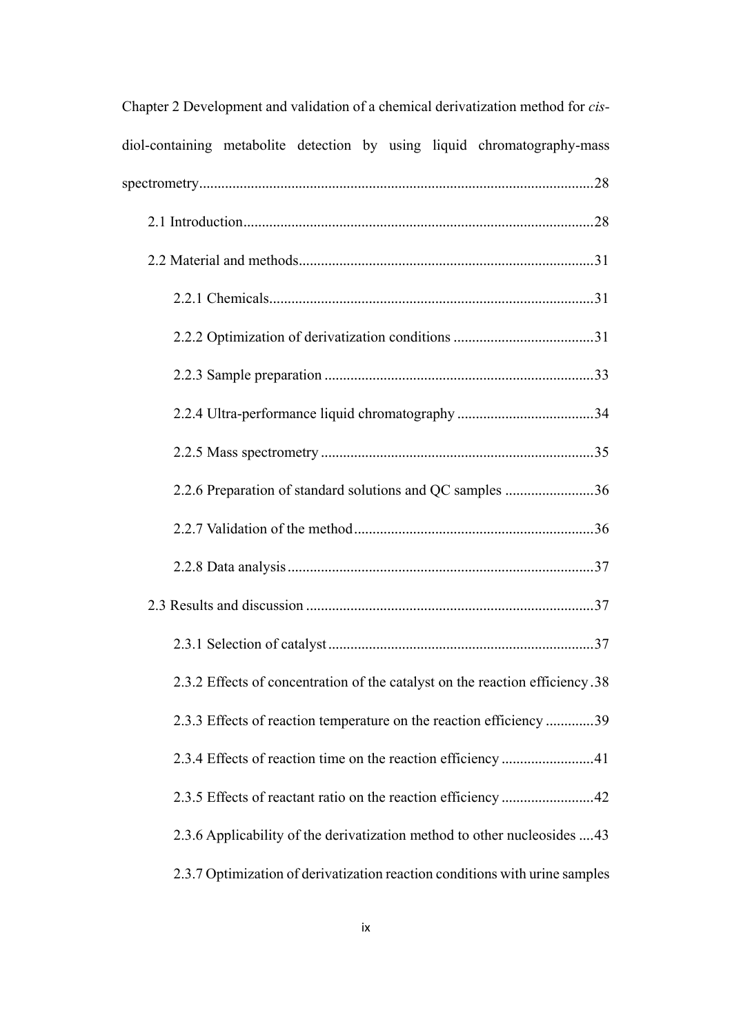Chapter 2 Development and validation of a chemical derivatization method for *cis*-diol-containing metabolite detection by using liquid chromatography-mass spectrometry ........................................................................................................ 28

- 2.1 Introduction ........................................................................................... 28
- 2.2 Material and methods ............................................................................ 31
  - 2.2.1 Chemicals ....................................................................................... 31
  - 2.2.2 Optimization of derivatization conditions ...................................... 31
  - 2.2.3 Sample preparation ........................................................................ 33
  - 2.2.4 Ultra-performance liquid chromatography ..................................... 34
  - 2.2.5 Mass spectrometry .......................................................................... 35
  - 2.2.6 Preparation of standard solutions and QC samples ........................ 36
  - 2.2.7 Validation of the method ................................................................ 36
  - 2.2.8 Data analysis .................................................................................. 37
- 2.3 Results and discussion ........................................................................... 37
  - 2.3.1 Selection of catalyst ........................................................................ 37
  - 2.3.2 Effects of concentration of the catalyst on the reaction efficiency . 38
  - 2.3.3 Effects of reaction temperature on the reaction efficiency ............. 39
  - 2.3.4 Effects of reaction time on the reaction efficiency ......................... 41
  - 2.3.5 Effects of reactant ratio on the reaction efficiency ......................... 42
  - 2.3.6 Applicability of the derivatization method to other nucleosides .... 43
  - 2.3.7 Optimization of derivatization reaction conditions with urine samples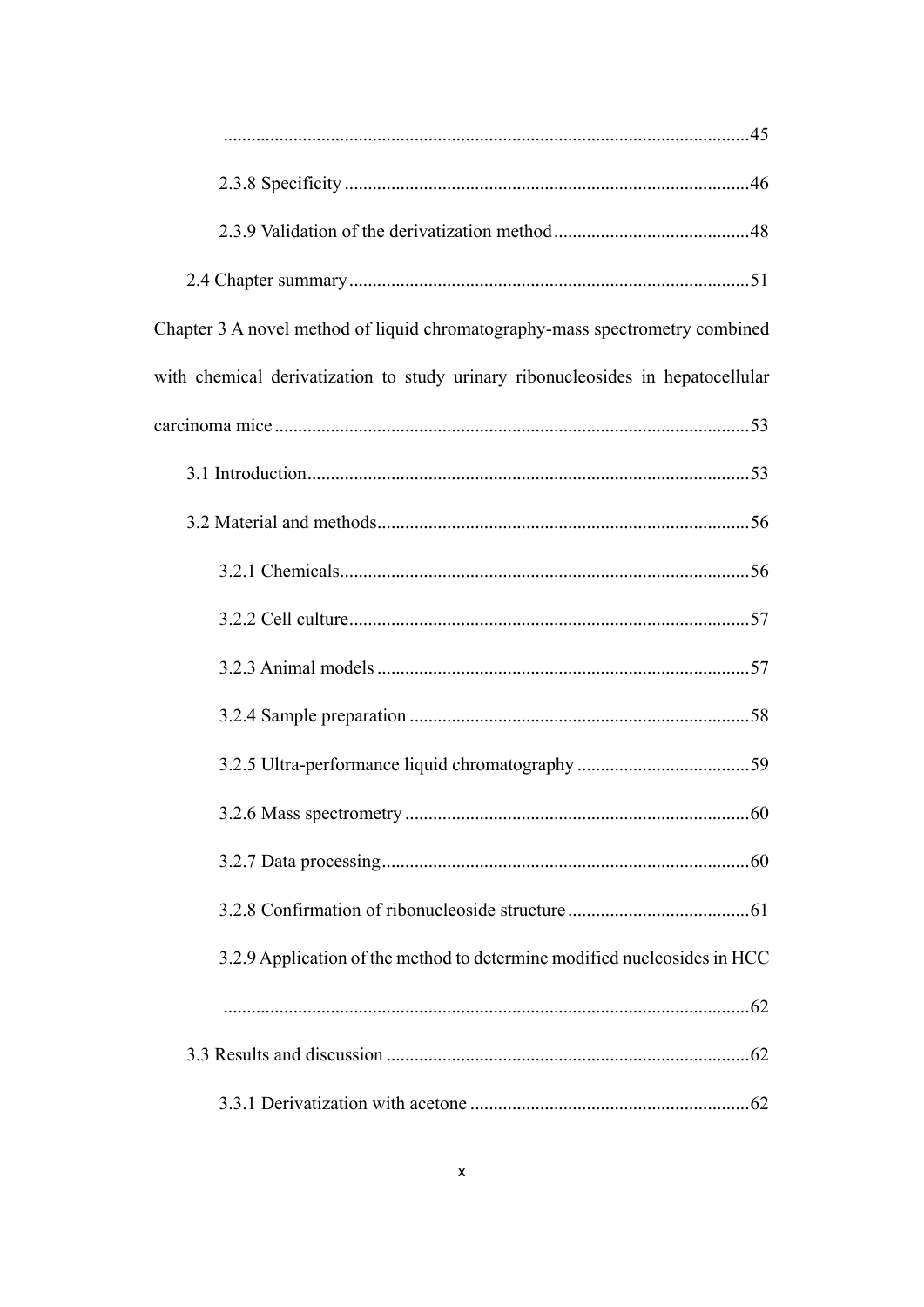................................................................................................................45

2.3.8 Specificity ......................................................................................46

2.3.9 Validation of the derivatization method..........................................48

2.4 Chapter summary.....................................................................................51

Chapter 3 A novel method of liquid chromatography-mass spectrometry combined with chemical derivatization to study urinary ribonucleosides in hepatocellular carcinoma mice.....................................................................................................53

3.1 Introduction..............................................................................................53

3.2 Material and methods...............................................................................56

3.2.1 Chemicals.......................................................................................56

3.2.2 Cell culture.....................................................................................57

3.2.3 Animal models ...............................................................................57

3.2.4 Sample preparation ........................................................................58

3.2.5 Ultra-performance liquid chromatography .....................................59

3.2.6 Mass spectrometry ..........................................................................60

3.2.7 Data processing...............................................................................60

3.2.8 Confirmation of ribonucleoside structure .......................................61

3.2.9 Application of the method to determine modified nucleosides in HCC ................................................................................................................62

3.3 Results and discussion ..............................................................................62

3.3.1 Derivatization with acetone ............................................................62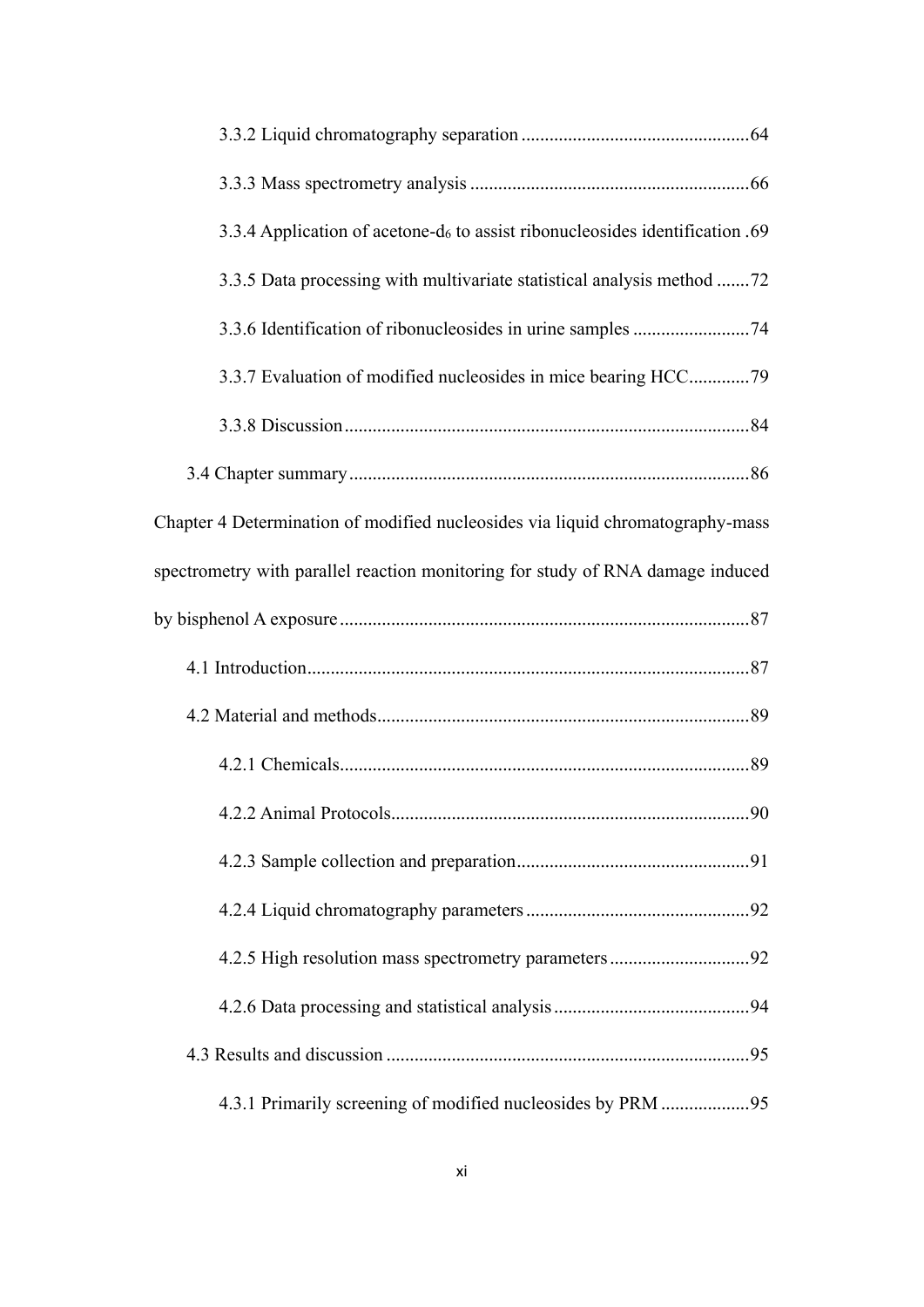3.3.2 Liquid chromatography separation .................................................64

3.3.3 Mass spectrometry analysis ...........................................................66

3.3.4 Application of acetone-$d_6$ to assist ribonucleosides identification .69

3.3.5 Data processing with multivariate statistical analysis method .......72

3.3.6 Identification of ribonucleosides in urine samples .........................74

3.3.7 Evaluation of modified nucleosides in mice bearing HCC............79

3.3.8 Discussion.....................................................................................84

3.4 Chapter summary.....................................................................................86

Chapter 4 Determination of modified nucleosides via liquid chromatography-mass spectrometry with parallel reaction monitoring for study of RNA damage induced by bisphenol A exposure.......................................................................................87

4.1 Introduction.............................................................................................87

4.2 Material and methods...............................................................................89

4.2.1 Chemicals.......................................................................................89

4.2.2 Animal Protocols............................................................................90

4.2.3 Sample collection and preparation.................................................91

4.2.4 Liquid chromatography parameters...............................................92

4.2.5 High resolution mass spectrometry parameters.............................92

4.2.6 Data processing and statistical analysis.........................................94

4.3 Results and discussion .............................................................................95

4.3.1 Primarily screening of modified nucleosides by PRM ..................95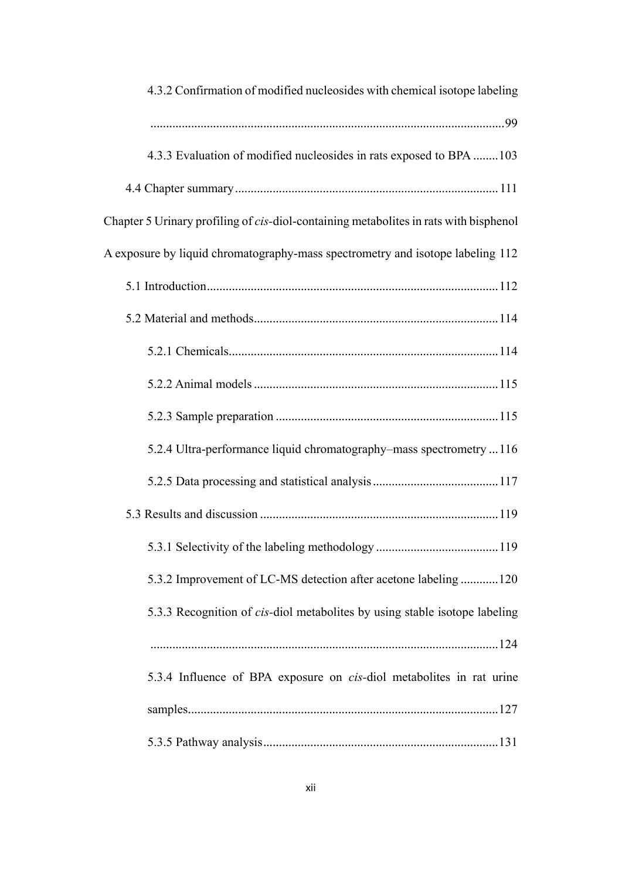4.3.2 Confirmation of modified nucleosides with chemical isotope labeling ........................................................................................................ 99

4.3.3 Evaluation of modified nucleosides in rats exposed to BPA ........ 103

4.4 Chapter summary ................................................................................... 111

Chapter 5 Urinary profiling of *cis*-diol-containing metabolites in rats with bisphenol A exposure by liquid chromatography-mass spectrometry and isotope labeling 112

5.1 Introduction ............................................................................................ 112

5.2 Material and methods ............................................................................. 114

5.2.1 Chemicals ..................................................................................... 114

5.2.2 Animal models ............................................................................. 115

5.2.3 Sample preparation ...................................................................... 115

5.2.4 Ultra-performance liquid chromatography–mass spectrometry ... 116

5.2.5 Data processing and statistical analysis ........................................ 117

5.3 Results and discussion ............................................................................ 119

5.3.1 Selectivity of the labeling methodology ....................................... 119

5.3.2 Improvement of LC-MS detection after acetone labeling ............ 120

5.3.3 Recognition of *cis*-diol metabolites by using stable isotope labeling ........................................................................................................ 124

5.3.4 Influence of BPA exposure on *cis*-diol metabolites in rat urine samples .................................................................................................. 127

5.3.5 Pathway analysis ........................................................................... 131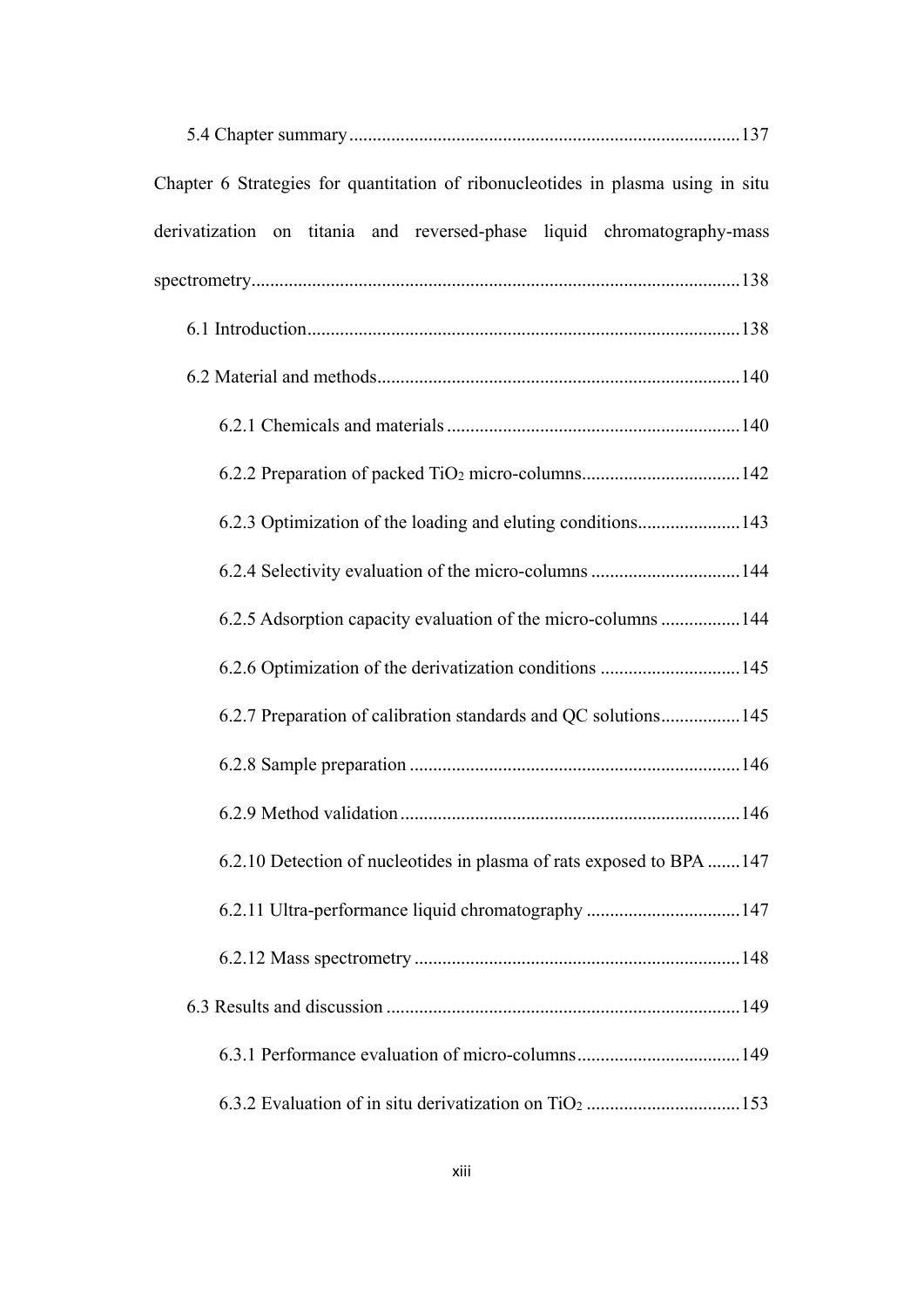5.4 Chapter summary ........................................................................................137

Chapter 6 Strategies for quantitation of ribonucleotides in plasma using in situ derivatization on titania and reversed-phase liquid chromatography-mass spectrometry........................................................................................................138

6.1 Introduction........................................................................................138

6.2 Material and methods........................................................................140

6.2.1 Chemicals and materials ...........................................................140

6.2.2 Preparation of packed $TiO_2$ micro-columns.................................142

6.2.3 Optimization of the loading and eluting conditions.....................143

6.2.4 Selectivity evaluation of the micro-columns ...............................144

6.2.5 Adsorption capacity evaluation of the micro-columns ................144

6.2.6 Optimization of the derivatization conditions .............................145

6.2.7 Preparation of calibration standards and QC solutions................145

6.2.8 Sample preparation ....................................................................146

6.2.9 Method validation......................................................................146

6.2.10 Detection of nucleotides in plasma of rats exposed to BPA .......147

6.2.11 Ultra-performance liquid chromatography ................................147

6.2.12 Mass spectrometry ...................................................................148

6.3 Results and discussion .......................................................................149

6.3.1 Performance evaluation of micro-columns..................................149

6.3.2 Evaluation of in situ derivatization on $TiO_2$ ................................153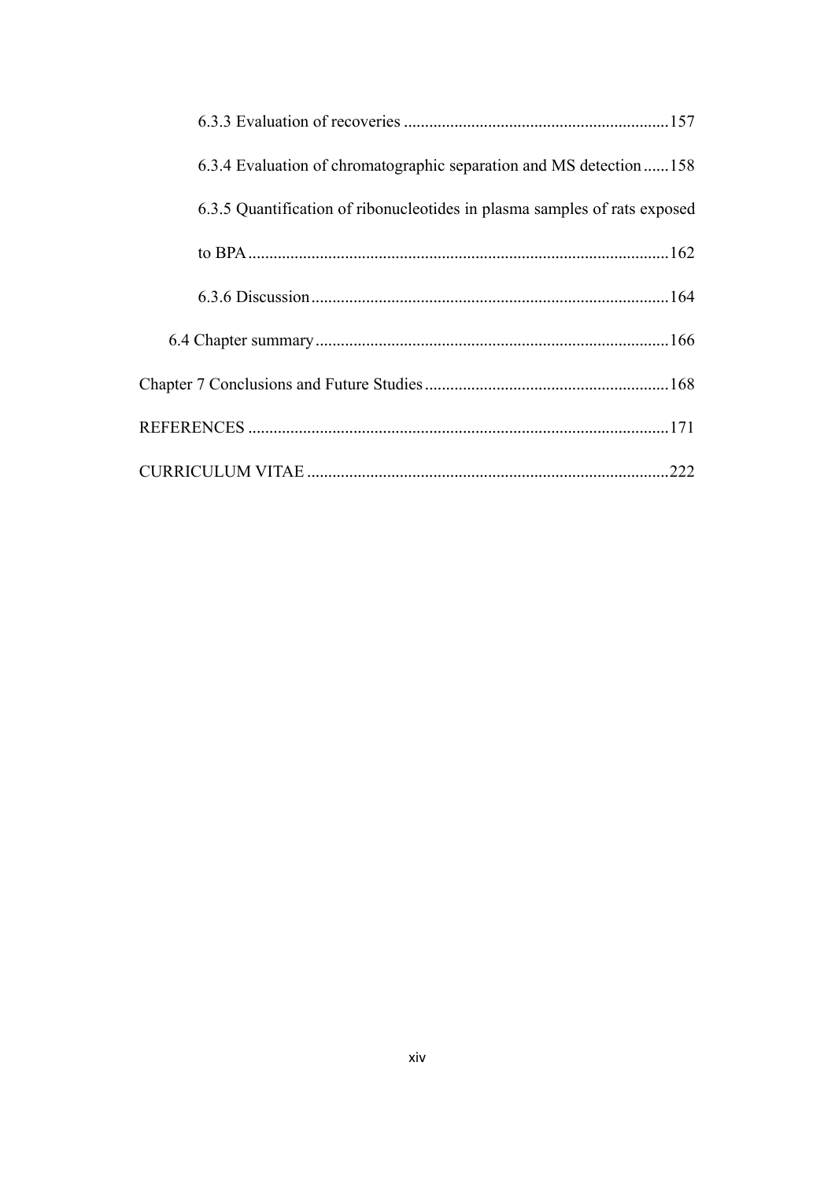6.3.3 Evaluation of recoveries ..............................................................157

6.3.4 Evaluation of chromatographic separation and MS detection......158

6.3.5 Quantification of ribonucleotides in plasma samples of rats exposed to BPA...................................................................................................162

6.3.6 Discussion...................................................................................164

6.4 Chapter summary...................................................................................166

Chapter 7 Conclusions and Future Studies..........................................................168

REFERENCES ..................................................................................................171

CURRICULUM VITAE .....................................................................................222